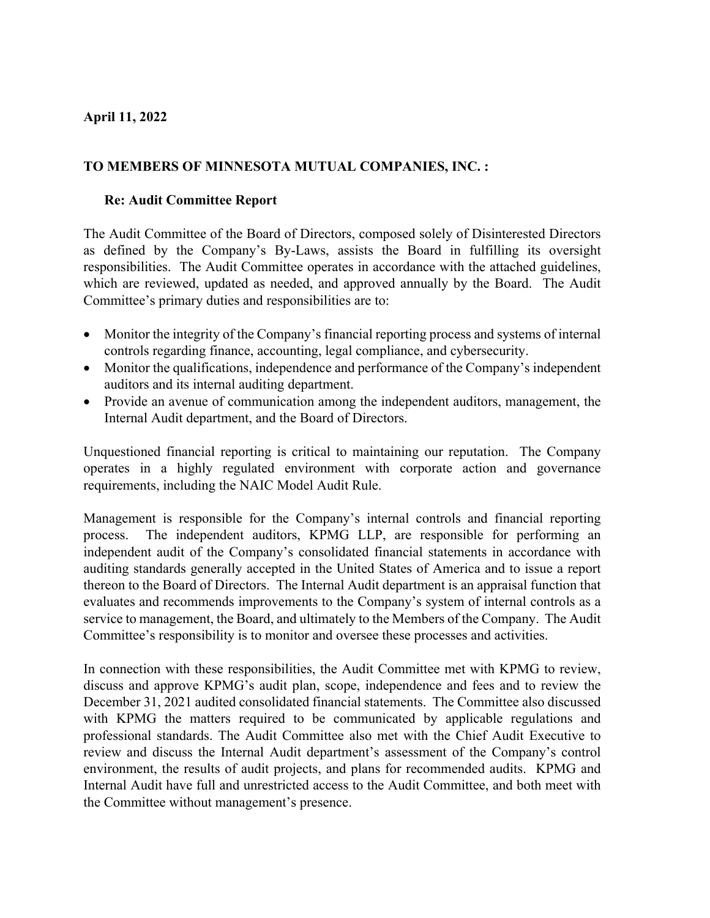**April 11, 2022**

**TO MEMBERS OF MINNESOTA MUTUAL COMPANIES, INC. :**

**Re: Audit Committee Report**

The Audit Committee of the Board of Directors, composed solely of Disinterested Directors as defined by the Company's By-Laws, assists the Board in fulfilling its oversight responsibilities. The Audit Committee operates in accordance with the attached guidelines, which are reviewed, updated as needed, and approved annually by the Board. The Audit Committee's primary duties and responsibilities are to:

- Monitor the integrity of the Company's financial reporting process and systems of internal controls regarding finance, accounting, legal compliance, and cybersecurity.
- Monitor the qualifications, independence and performance of the Company's independent auditors and its internal auditing department.
- Provide an avenue of communication among the independent auditors, management, the Internal Audit department, and the Board of Directors.

Unquestioned financial reporting is critical to maintaining our reputation. The Company operates in a highly regulated environment with corporate action and governance requirements, including the NAIC Model Audit Rule.

Management is responsible for the Company's internal controls and financial reporting process. The independent auditors, KPMG LLP, are responsible for performing an independent audit of the Company's consolidated financial statements in accordance with auditing standards generally accepted in the United States of America and to issue a report thereon to the Board of Directors. The Internal Audit department is an appraisal function that evaluates and recommends improvements to the Company's system of internal controls as a service to management, the Board, and ultimately to the Members of the Company. The Audit Committee's responsibility is to monitor and oversee these processes and activities.

In connection with these responsibilities, the Audit Committee met with KPMG to review, discuss and approve KPMG's audit plan, scope, independence and fees and to review the December 31, 2021 audited consolidated financial statements. The Committee also discussed with KPMG the matters required to be communicated by applicable regulations and professional standards. The Audit Committee also met with the Chief Audit Executive to review and discuss the Internal Audit department's assessment of the Company's control environment, the results of audit projects, and plans for recommended audits. KPMG and Internal Audit have full and unrestricted access to the Audit Committee, and both meet with the Committee without management's presence.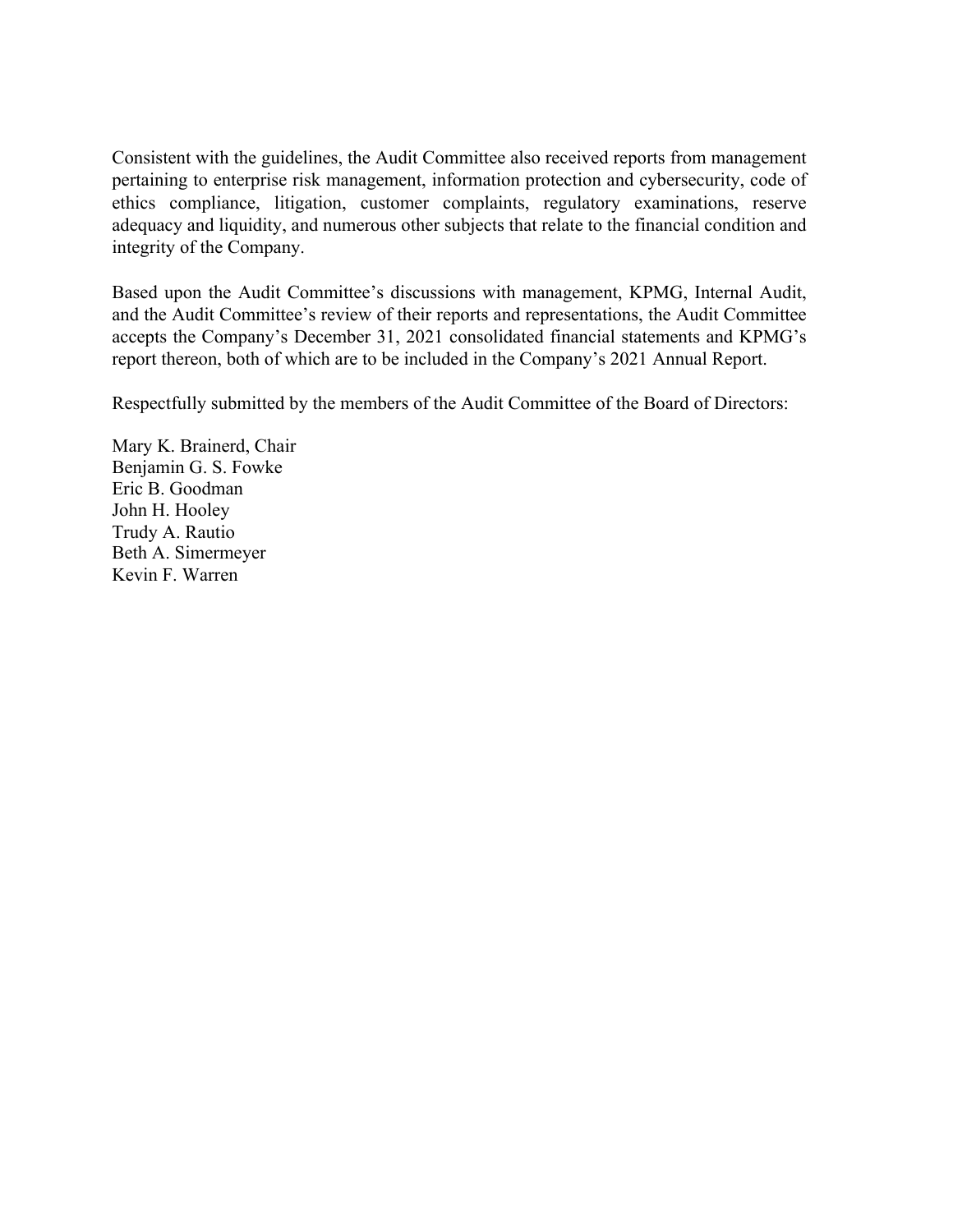Consistent with the guidelines, the Audit Committee also received reports from management pertaining to enterprise risk management, information protection and cybersecurity, code of ethics compliance, litigation, customer complaints, regulatory examinations, reserve adequacy and liquidity, and numerous other subjects that relate to the financial condition and integrity of the Company.

Based upon the Audit Committee's discussions with management, KPMG, Internal Audit, and the Audit Committee's review of their reports and representations, the Audit Committee accepts the Company's December 31, 2021 consolidated financial statements and KPMG's report thereon, both of which are to be included in the Company's 2021 Annual Report.

Respectfully submitted by the members of the Audit Committee of the Board of Directors:

Mary K. Brainerd, Chair  
Benjamin G. S. Fowke  
Eric B. Goodman  
John H. Hooley  
Trudy A. Rautio  
Beth A. Simermeyer  
Kevin F. Warren